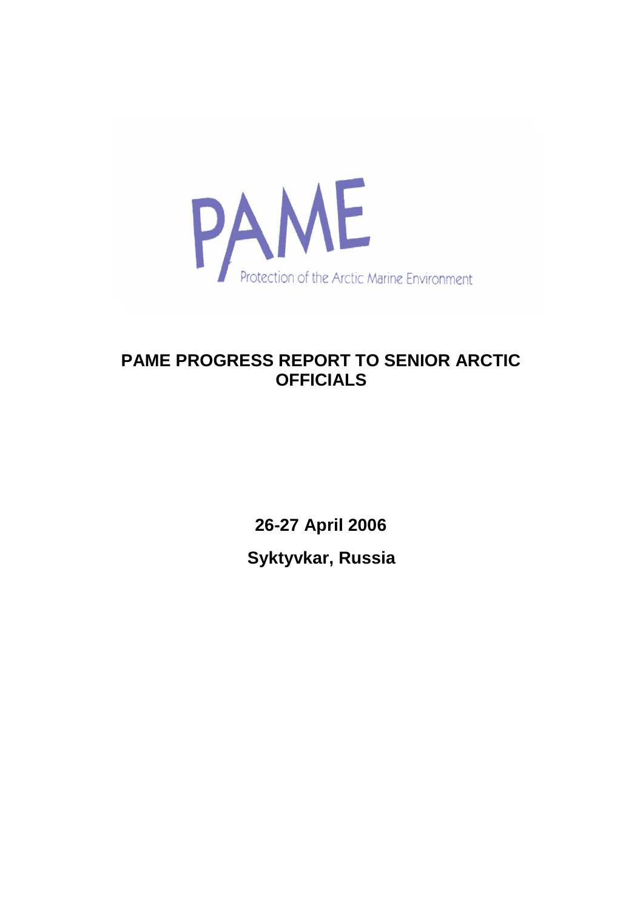PAME

Protection of the Arctic Marine Environment

# PAME PROGRESS REPORT TO SENIOR ARCTIC OFFICIALS

**26-27 April 2006**

**Syktyvkar, Russia**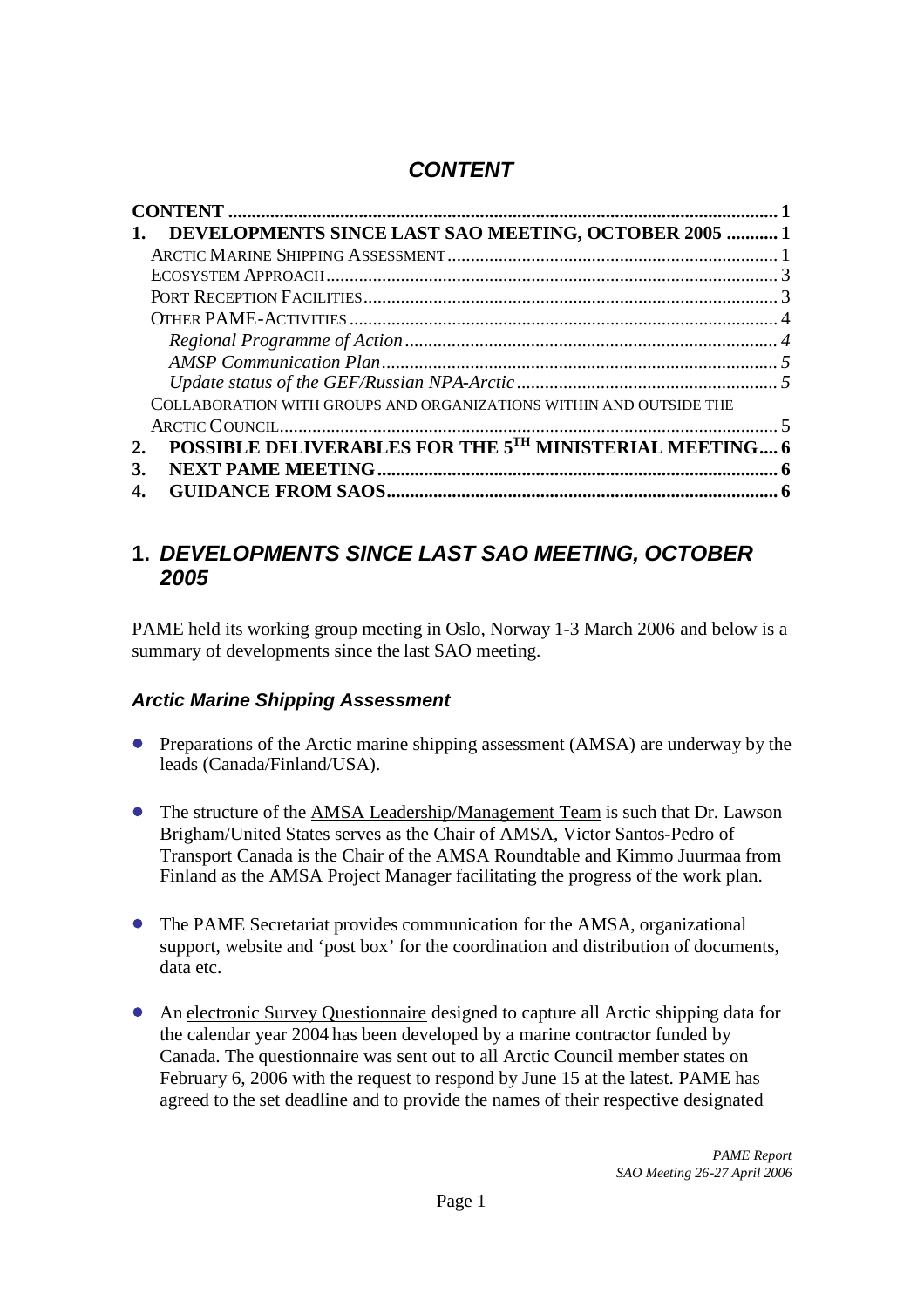# *CONTENT*

| | |
|---|---|
| **CONTENT** | **1** |
| **1. DEVELOPMENTS SINCE LAST SAO MEETING, OCTOBER 2005** | **1** |
| ARCTIC MARINE SHIPPING ASSESSMENT | 1 |
| ECOSYSTEM APPROACH | 3 |
| PORT RECEPTION FACILITIES | 3 |
| OTHER PAME-ACTIVITIES | 4 |
| *Regional Programme of Action* | *4* |
| *AMSP Communication Plan* | *5* |
| *Update status of the GEF/Russian NPA-Arctic* | *5* |
| COLLABORATION WITH GROUPS AND ORGANIZATIONS WITHIN AND OUTSIDE THE ARCTIC COUNCIL | 5 |
| **2. POSSIBLE DELIVERABLES FOR THE 5TH MINISTERIAL MEETING** | **6** |
| **3. NEXT PAME MEETING** | **6** |
| **4. GUIDANCE FROM SAOS** | **6** |

## 1. *DEVELOPMENTS SINCE LAST SAO MEETING, OCTOBER 2005*

PAME held its working group meeting in Oslo, Norway 1-3 March 2006 and below is a summary of developments since the last SAO meeting.

### *Arctic Marine Shipping Assessment*

- Preparations of the Arctic marine shipping assessment (AMSA) are underway by the leads (Canada/Finland/USA).
- The structure of the AMSA Leadership/Management Team is such that Dr. Lawson Brigham/United States serves as the Chair of AMSA, Victor Santos-Pedro of Transport Canada is the Chair of the AMSA Roundtable and Kimmo Juurmaa from Finland as the AMSA Project Manager facilitating the progress of the work plan.
- The PAME Secretariat provides communication for the AMSA, organizational support, website and 'post box' for the coordination and distribution of documents, data etc.
- An electronic Survey Questionnaire designed to capture all Arctic shipping data for the calendar year 2004 has been developed by a marine contractor funded by Canada. The questionnaire was sent out to all Arctic Council member states on February 6, 2006 with the request to respond by June 15 at the latest. PAME has agreed to the set deadline and to provide the names of their respective designated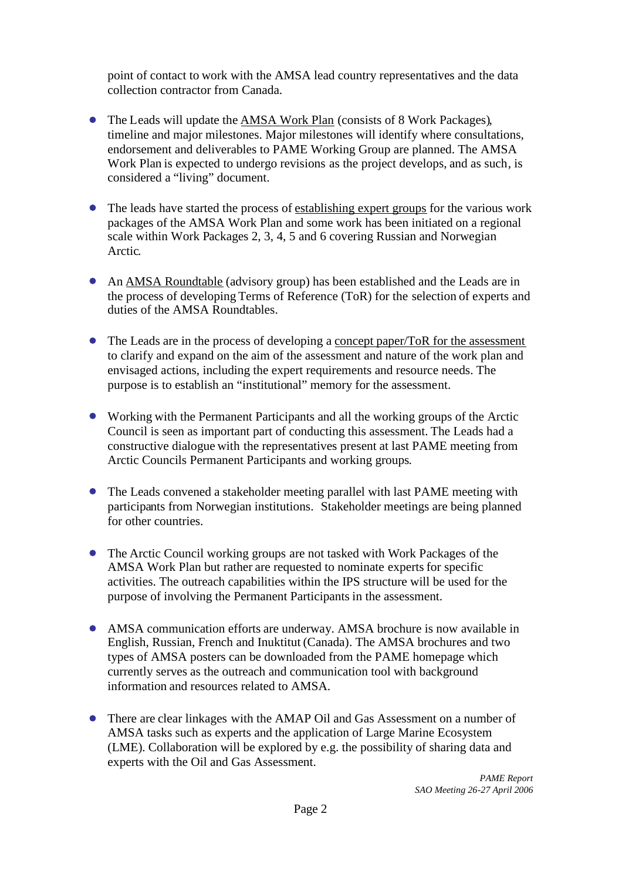point of contact to work with the AMSA lead country representatives and the data collection contractor from Canada.

- The Leads will update the AMSA Work Plan (consists of 8 Work Packages), timeline and major milestones. Major milestones will identify where consultations, endorsement and deliverables to PAME Working Group are planned. The AMSA Work Plan is expected to undergo revisions as the project develops, and as such, is considered a "living" document.

- The leads have started the process of establishing expert groups for the various work packages of the AMSA Work Plan and some work has been initiated on a regional scale within Work Packages 2, 3, 4, 5 and 6 covering Russian and Norwegian Arctic.

- An AMSA Roundtable (advisory group) has been established and the Leads are in the process of developing Terms of Reference (ToR) for the selection of experts and duties of the AMSA Roundtables.

- The Leads are in the process of developing a concept paper/ToR for the assessment to clarify and expand on the aim of the assessment and nature of the work plan and envisaged actions, including the expert requirements and resource needs. The purpose is to establish an "institutional" memory for the assessment.

- Working with the Permanent Participants and all the working groups of the Arctic Council is seen as important part of conducting this assessment. The Leads had a constructive dialogue with the representatives present at last PAME meeting from Arctic Councils Permanent Participants and working groups.

- The Leads convened a stakeholder meeting parallel with last PAME meeting with participants from Norwegian institutions. Stakeholder meetings are being planned for other countries.

- The Arctic Council working groups are not tasked with Work Packages of the AMSA Work Plan but rather are requested to nominate experts for specific activities. The outreach capabilities within the IPS structure will be used for the purpose of involving the Permanent Participants in the assessment.

- AMSA communication efforts are underway. AMSA brochure is now available in English, Russian, French and Inuktitut (Canada). The AMSA brochures and two types of AMSA posters can be downloaded from the PAME homepage which currently serves as the outreach and communication tool with background information and resources related to AMSA.

- There are clear linkages with the AMAP Oil and Gas Assessment on a number of AMSA tasks such as experts and the application of Large Marine Ecosystem (LME). Collaboration will be explored by e.g. the possibility of sharing data and experts with the Oil and Gas Assessment.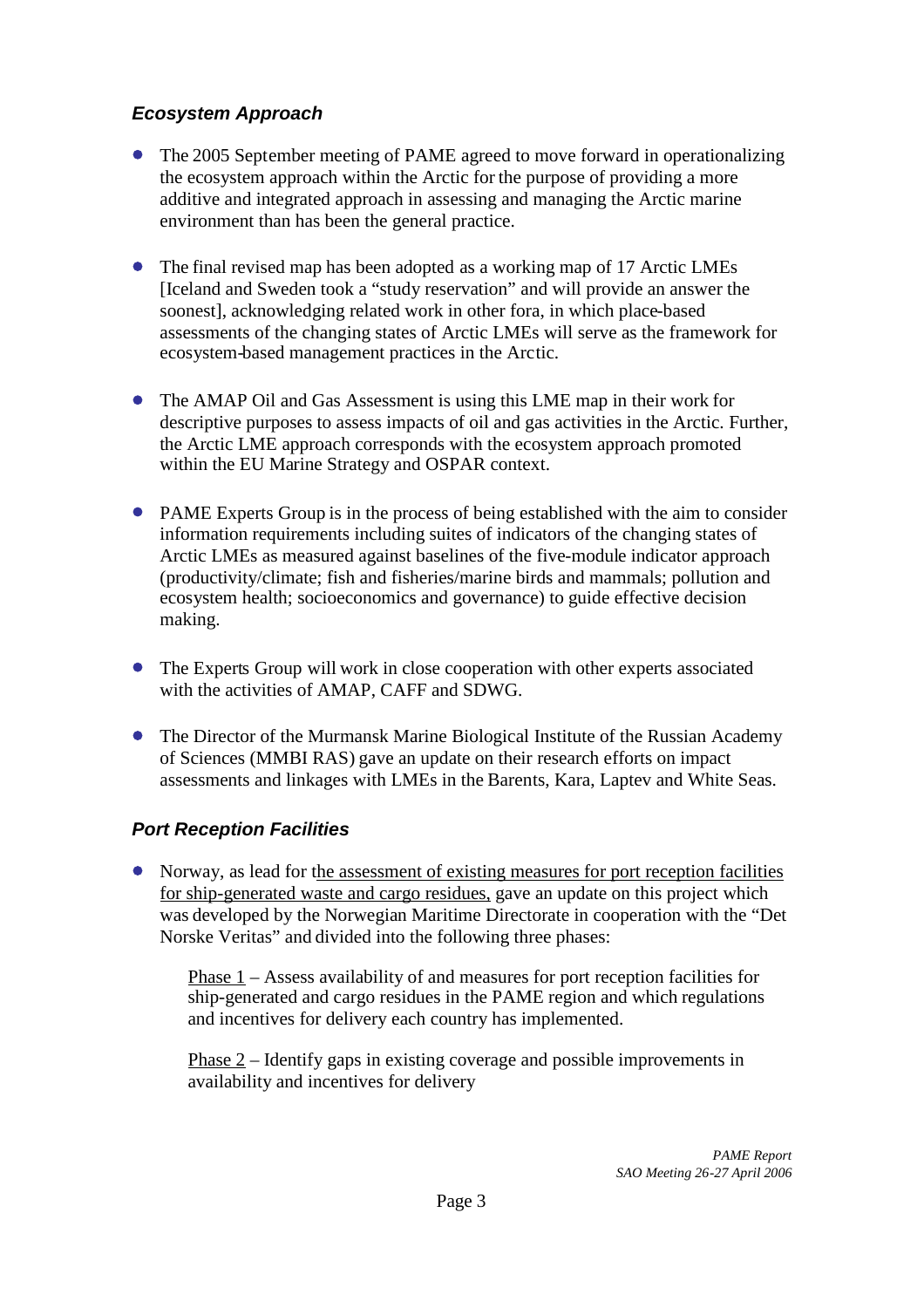### *Ecosystem Approach*

- The 2005 September meeting of PAME agreed to move forward in operationalizing the ecosystem approach within the Arctic for the purpose of providing a more additive and integrated approach in assessing and managing the Arctic marine environment than has been the general practice.

- The final revised map has been adopted as a working map of 17 Arctic LMEs [Iceland and Sweden took a "study reservation" and will provide an answer the soonest], acknowledging related work in other fora, in which place-based assessments of the changing states of Arctic LMEs will serve as the framework for ecosystem-based management practices in the Arctic.

- The AMAP Oil and Gas Assessment is using this LME map in their work for descriptive purposes to assess impacts of oil and gas activities in the Arctic. Further, the Arctic LME approach corresponds with the ecosystem approach promoted within the EU Marine Strategy and OSPAR context.

- PAME Experts Group is in the process of being established with the aim to consider information requirements including suites of indicators of the changing states of Arctic LMEs as measured against baselines of the five-module indicator approach (productivity/climate; fish and fisheries/marine birds and mammals; pollution and ecosystem health; socioeconomics and governance) to guide effective decision making.

- The Experts Group will work in close cooperation with other experts associated with the activities of AMAP, CAFF and SDWG.

- The Director of the Murmansk Marine Biological Institute of the Russian Academy of Sciences (MMBI RAS) gave an update on their research efforts on impact assessments and linkages with LMEs in the Barents, Kara, Laptev and White Seas.

### *Port Reception Facilities*

- Norway, as lead for <u>the assessment of existing measures for port reception facilities for ship-generated waste and cargo residues,</u> gave an update on this project which was developed by the Norwegian Maritime Directorate in cooperation with the "Det Norske Veritas" and divided into the following three phases:

  <u>Phase 1</u> – Assess availability of and measures for port reception facilities for ship-generated and cargo residues in the PAME region and which regulations and incentives for delivery each country has implemented.

  <u>Phase 2</u> – Identify gaps in existing coverage and possible improvements in availability and incentives for delivery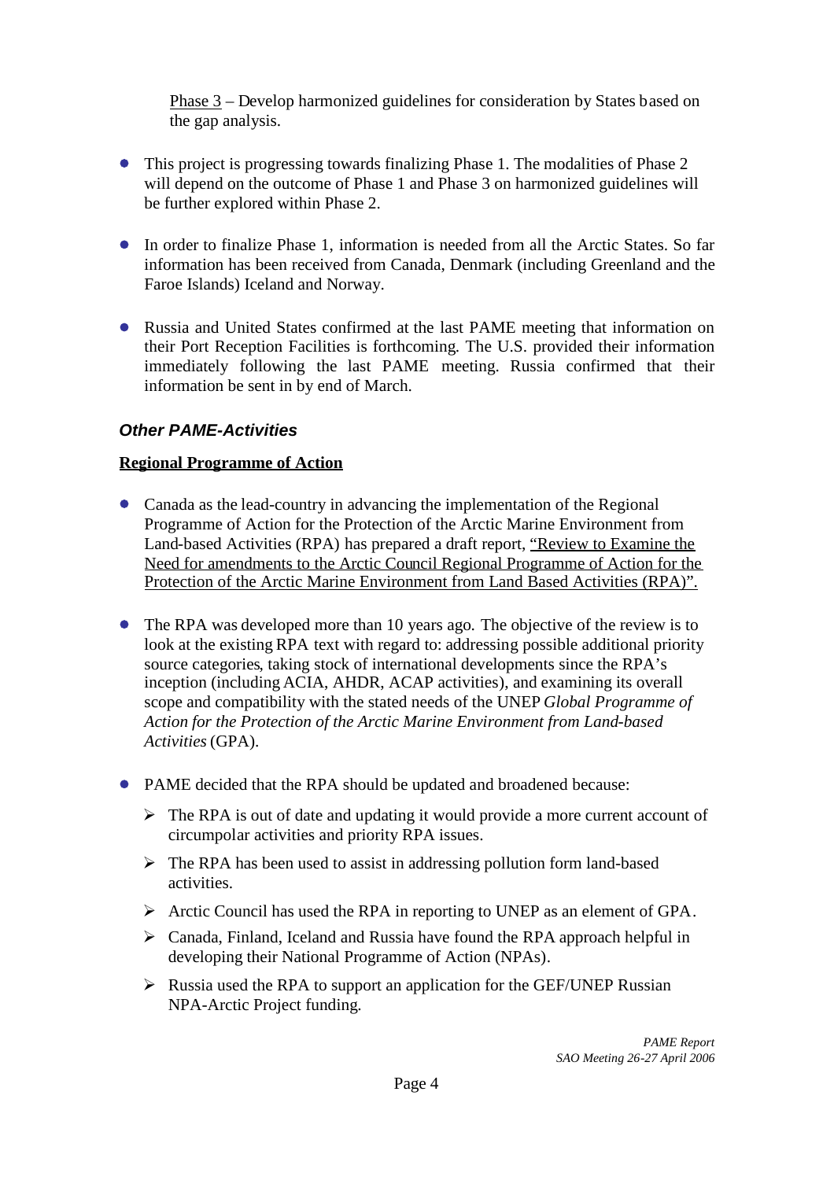Phase 3 – Develop harmonized guidelines for consideration by States based on the gap analysis.

- This project is progressing towards finalizing Phase 1. The modalities of Phase 2 will depend on the outcome of Phase 1 and Phase 3 on harmonized guidelines will be further explored within Phase 2.
- In order to finalize Phase 1, information is needed from all the Arctic States. So far information has been received from Canada, Denmark (including Greenland and the Faroe Islands) Iceland and Norway.
- Russia and United States confirmed at the last PAME meeting that information on their Port Reception Facilities is forthcoming. The U.S. provided their information immediately following the last PAME meeting. Russia confirmed that their information be sent in by end of March.

### *Other PAME-Activities*

**Regional Programme of Action**

- Canada as the lead-country in advancing the implementation of the Regional Programme of Action for the Protection of the Arctic Marine Environment from Land-based Activities (RPA) has prepared a draft report, "Review to Examine the Need for amendments to the Arctic Council Regional Programme of Action for the Protection of the Arctic Marine Environment from Land Based Activities (RPA)".
- The RPA was developed more than 10 years ago. The objective of the review is to look at the existing RPA text with regard to: addressing possible additional priority source categories, taking stock of international developments since the RPA's inception (including ACIA, AHDR, ACAP activities), and examining its overall scope and compatibility with the stated needs of the UNEP *Global Programme of Action for the Protection of the Arctic Marine Environment from Land-based Activities* (GPA).
- PAME decided that the RPA should be updated and broadened because:
  - The RPA is out of date and updating it would provide a more current account of circumpolar activities and priority RPA issues.
  - The RPA has been used to assist in addressing pollution form land-based activities.
  - Arctic Council has used the RPA in reporting to UNEP as an element of GPA.
  - Canada, Finland, Iceland and Russia have found the RPA approach helpful in developing their National Programme of Action (NPAs).
  - Russia used the RPA to support an application for the GEF/UNEP Russian NPA-Arctic Project funding.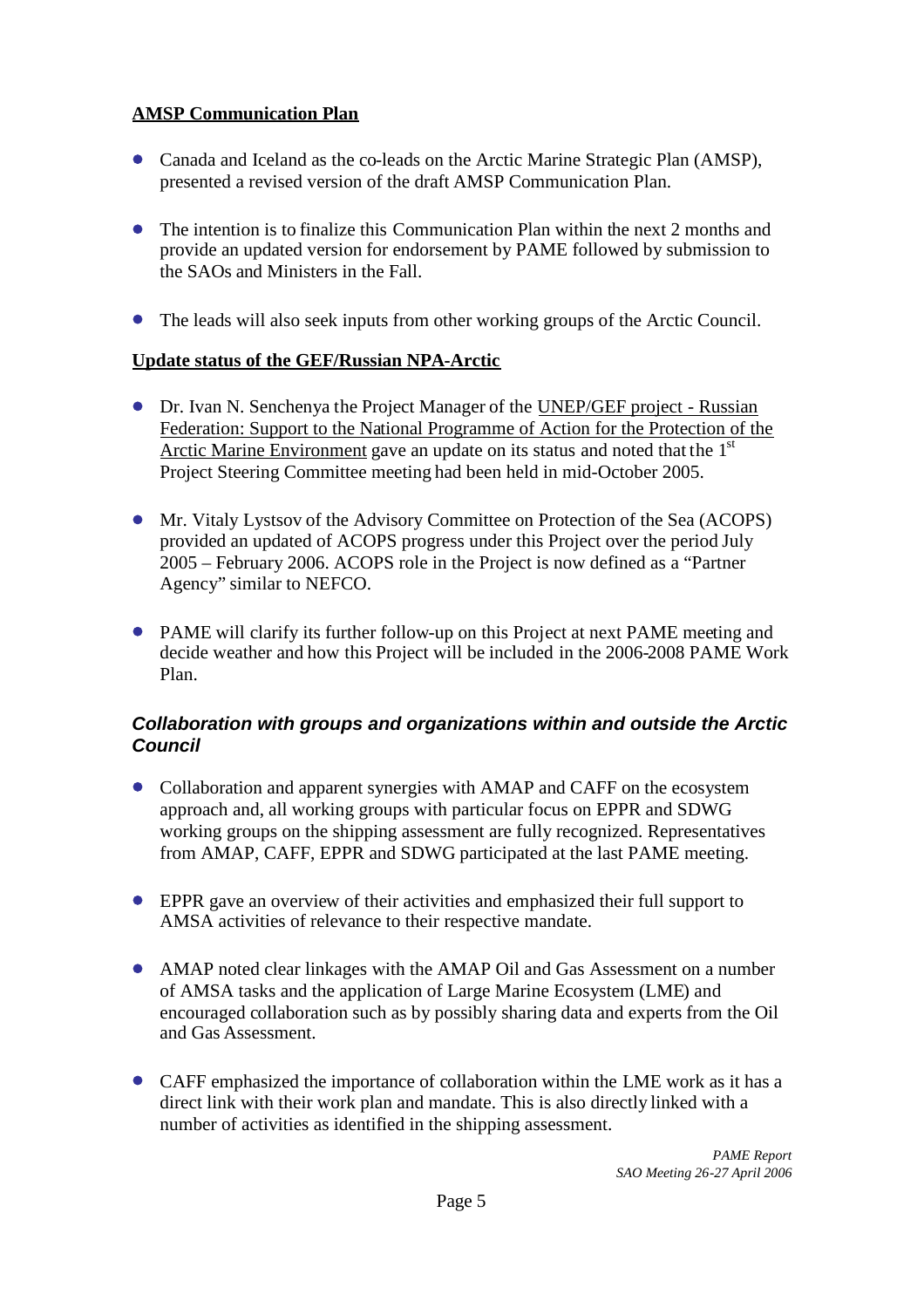**<u>AMSP Communication Plan</u>**

- Canada and Iceland as the co-leads on the Arctic Marine Strategic Plan (AMSP), presented a revised version of the draft AMSP Communication Plan.

- The intention is to finalize this Communication Plan within the next 2 months and provide an updated version for endorsement by PAME followed by submission to the SAOs and Ministers in the Fall.

- The leads will also seek inputs from other working groups of the Arctic Council.

**<u>Update status of the GEF/Russian NPA-Arctic</u>**

- Dr. Ivan N. Senchenya the Project Manager of the <u>UNEP/GEF project - Russian Federation: Support to the National Programme of Action for the Protection of the Arctic Marine Environment</u> gave an update on its status and noted that the 1st Project Steering Committee meeting had been held in mid-October 2005.

- Mr. Vitaly Lystsov of the Advisory Committee on Protection of the Sea (ACOPS) provided an updated of ACOPS progress under this Project over the period July 2005 – February 2006. ACOPS role in the Project is now defined as a "Partner Agency" similar to NEFCO.

- PAME will clarify its further follow-up on this Project at next PAME meeting and decide weather and how this Project will be included in the 2006-2008 PAME Work Plan.

### ***Collaboration with groups and organizations within and outside the Arctic Council***

- Collaboration and apparent synergies with AMAP and CAFF on the ecosystem approach and, all working groups with particular focus on EPPR and SDWG working groups on the shipping assessment are fully recognized. Representatives from AMAP, CAFF, EPPR and SDWG participated at the last PAME meeting.

- EPPR gave an overview of their activities and emphasized their full support to AMSA activities of relevance to their respective mandate.

- AMAP noted clear linkages with the AMAP Oil and Gas Assessment on a number of AMSA tasks and the application of Large Marine Ecosystem (LME) and encouraged collaboration such as by possibly sharing data and experts from the Oil and Gas Assessment.

- CAFF emphasized the importance of collaboration within the LME work as it has a direct link with their work plan and mandate. This is also directly linked with a number of activities as identified in the shipping assessment.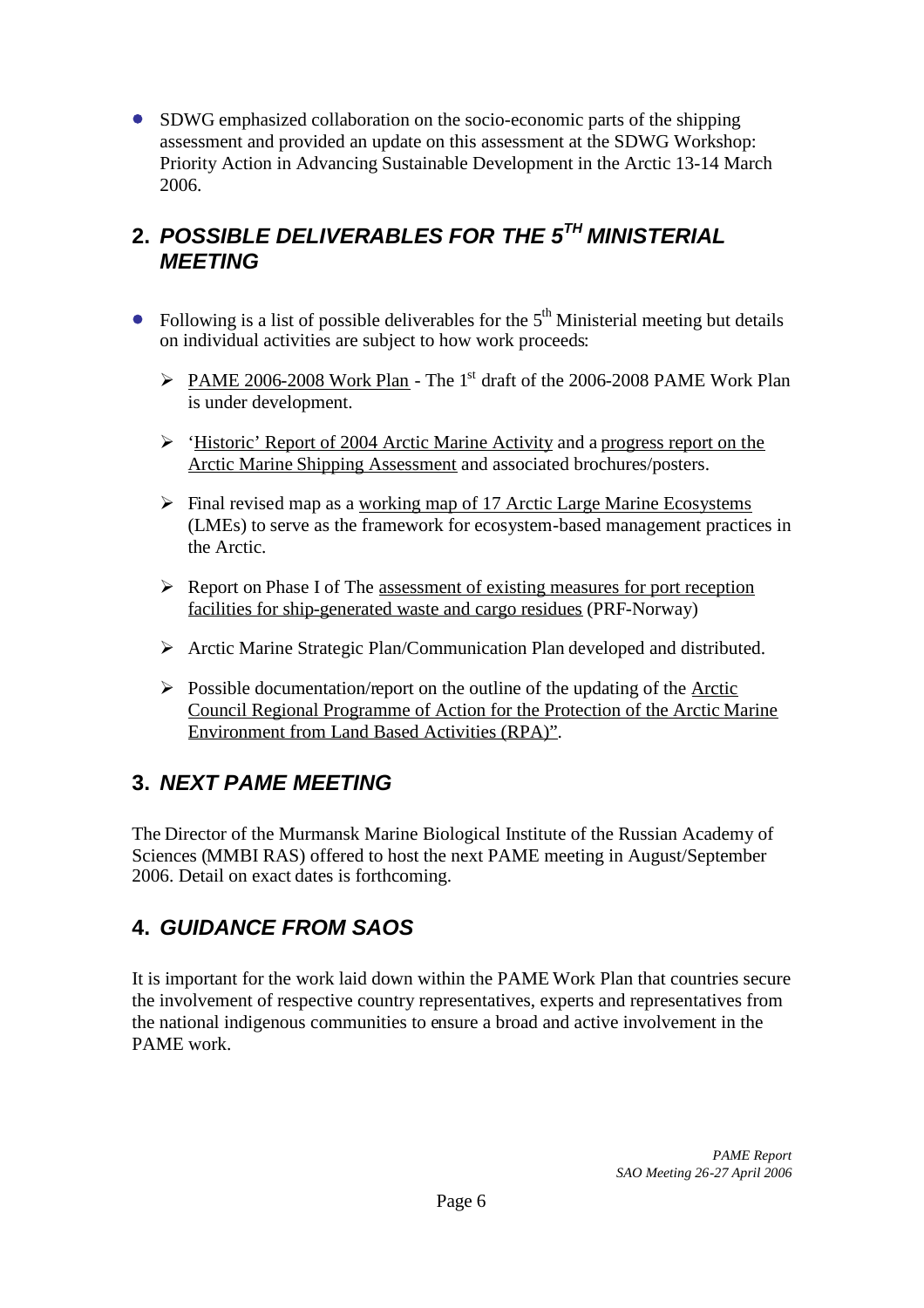- SDWG emphasized collaboration on the socio-economic parts of the shipping assessment and provided an update on this assessment at the SDWG Workshop: Priority Action in Advancing Sustainable Development in the Arctic 13-14 March 2006.

## 2. *POSSIBLE DELIVERABLES FOR THE 5TH MINISTERIAL MEETING*

- Following is a list of possible deliverables for the 5th Ministerial meeting but details on individual activities are subject to how work proceeds:
  - PAME 2006-2008 Work Plan - The 1st draft of the 2006-2008 PAME Work Plan is under development.
  - 'Historic' Report of 2004 Arctic Marine Activity and a progress report on the Arctic Marine Shipping Assessment and associated brochures/posters.
  - Final revised map as a working map of 17 Arctic Large Marine Ecosystems (LMEs) to serve as the framework for ecosystem-based management practices in the Arctic.
  - Report on Phase I of The assessment of existing measures for port reception facilities for ship-generated waste and cargo residues (PRF-Norway)
  - Arctic Marine Strategic Plan/Communication Plan developed and distributed.
  - Possible documentation/report on the outline of the updating of the Arctic Council Regional Programme of Action for the Protection of the Arctic Marine Environment from Land Based Activities (RPA)".

## 3. *NEXT PAME MEETING*

The Director of the Murmansk Marine Biological Institute of the Russian Academy of Sciences (MMBI RAS) offered to host the next PAME meeting in August/September 2006. Detail on exact dates is forthcoming.

## 4. *GUIDANCE FROM SAOS*

It is important for the work laid down within the PAME Work Plan that countries secure the involvement of respective country representatives, experts and representatives from the national indigenous communities to ensure a broad and active involvement in the PAME work.